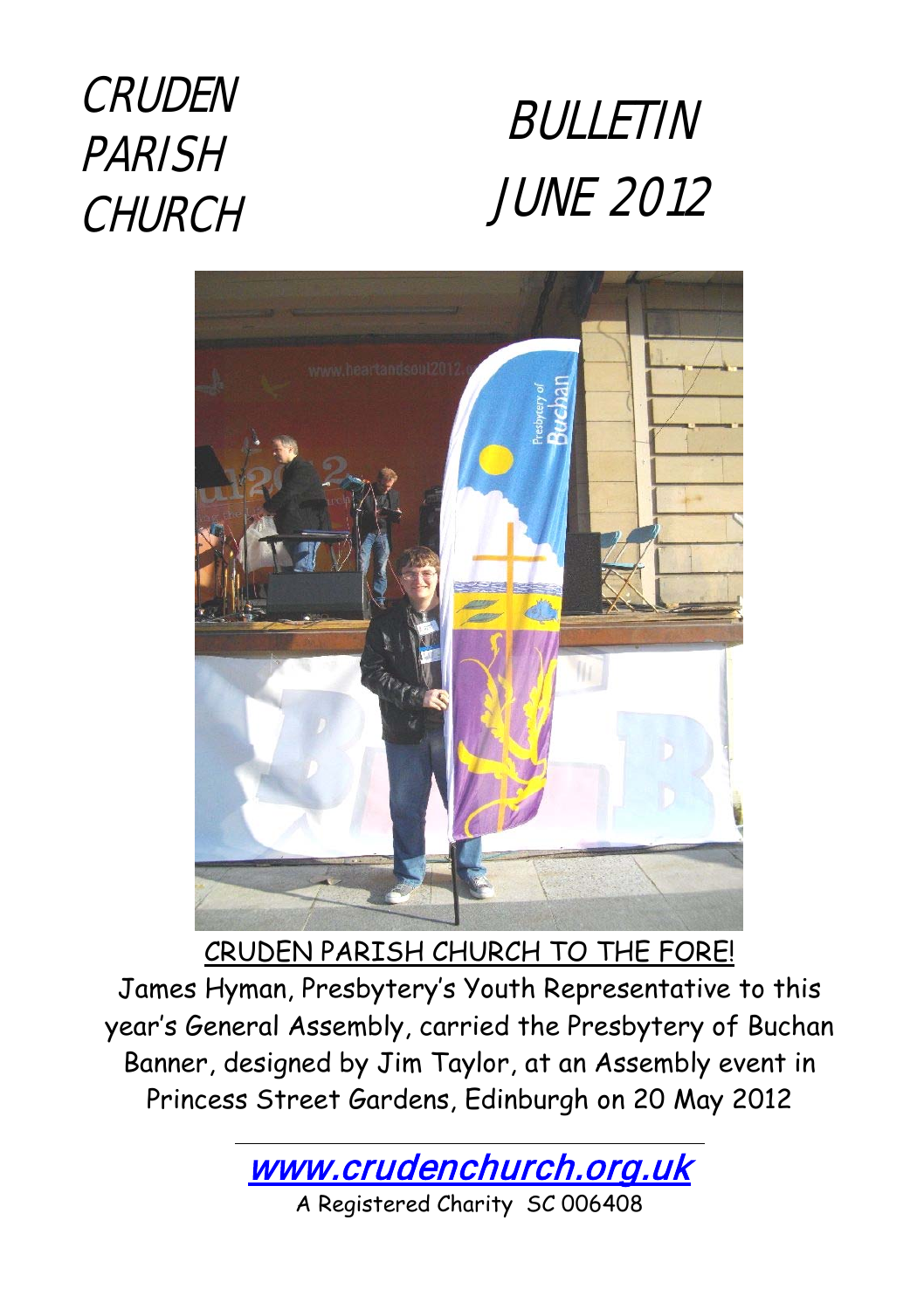# CRUDEN PARISH CHURCH

# BULLETIN JUNE 2012

CRUDEN PARISH CHURCH TO THE FORE!

James Hyman, Presbytery's Youth Representative to this year's General Assembly, carried the Presbytery of Buchan Banner, designed by Jim Taylor, at an Assembly event in Princess Street Gardens, Edinburgh on 20 May 2012

www.crudenchurch.org.uk

A Registered Charity SC 006408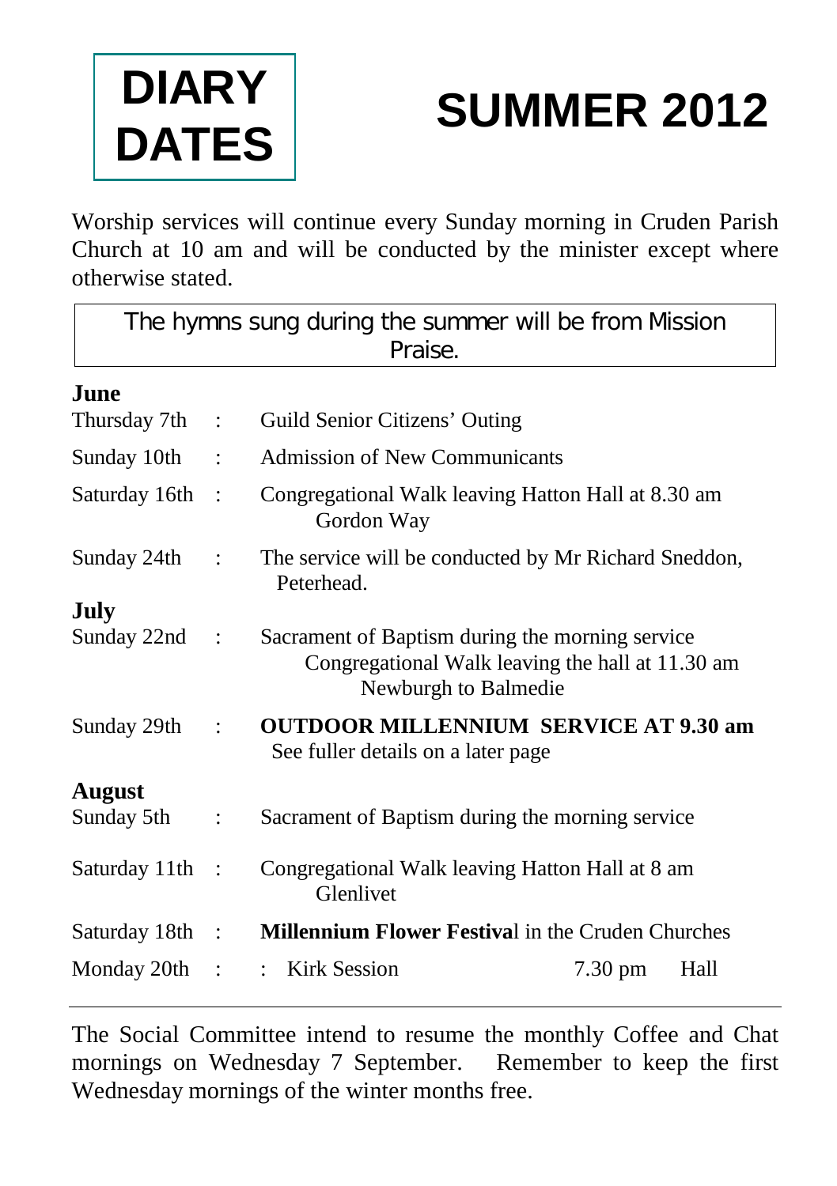# DIARY DATES

# SUMMER 2012

Worship services will continue every Sunday morning in Cruden Parish Church at 10 am and will be conducted by the minister except where otherwise stated.

The hymns sung during the summer will be from Mission Praise.

**June**

Thursday 7th : Guild Senior Citizens' Outing

Sunday 10th : Admission of New Communicants

Saturday 16th : Congregational Walk leaving Hatton Hall at 8.30 am Gordon Way

Sunday 24th : The service will be conducted by Mr Richard Sneddon, Peterhead.

**July**

Sunday 22nd : Sacrament of Baptism during the morning service
Congregational Walk leaving the hall at 11.30 am Newburgh to Balmedie

Sunday 29th : **OUTDOOR MILLENNIUM SERVICE AT 9.30 am**
See fuller details on a later page

**August**

Sunday 5th : Sacrament of Baptism during the morning service

Saturday 11th : Congregational Walk leaving Hatton Hall at 8 am Glenlivet

Saturday 18th : **Millennium Flower Festival** in the Cruden Churches

Monday 20th : : Kirk Session 7.30 pm Hall

---

The Social Committee intend to resume the monthly Coffee and Chat mornings on Wednesday 7 September. Remember to keep the first Wednesday mornings of the winter months free.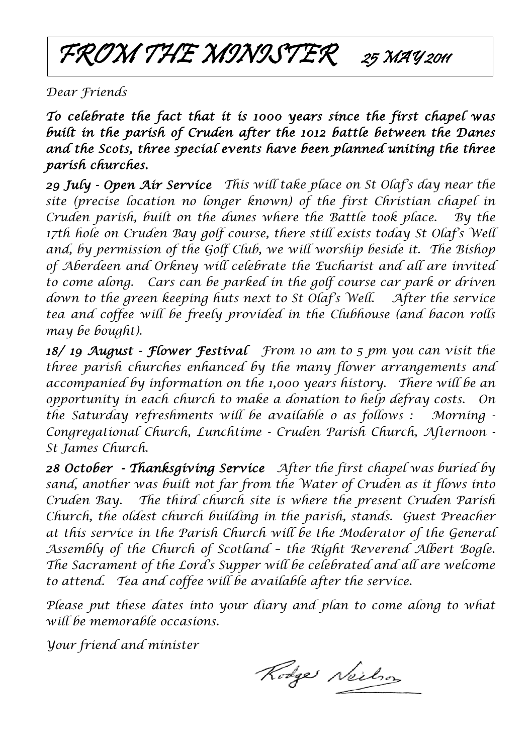# FROM THE MINISTER 25 MAY 2011

*Dear Friends*

***To celebrate the fact that it is 1000 years since the first chapel was built in the parish of Cruden after the 1012 battle between the Danes and the Scots, three special events have been planned uniting the three parish churches.***

***29 July - Open Air Service*** *This will take place on St Olaf's day near the site (precise location no longer known) of the first Christian chapel in Cruden parish, built on the dunes where the Battle took place. By the 17th hole on Cruden Bay golf course, there still exists today St Olaf's Well and, by permission of the Golf Club, we will worship beside it. The Bishop of Aberdeen and Orkney will celebrate the Eucharist and all are invited to come along. Cars can be parked in the golf course car park or driven down to the green keeping huts next to St Olaf's Well. After the service tea and coffee will be freely provided in the Clubhouse (and bacon rolls may be bought).*

***18/ 19 August - Flower Festival*** *From 10 am to 5 pm you can visit the three parish churches enhanced by the many flower arrangements and accompanied by information on the 1,000 years history. There will be an opportunity in each church to make a donation to help defray costs. On the Saturday refreshments will be available o as follows : Morning - Congregational Church, Lunchtime - Cruden Parish Church, Afternoon - St James Church.*

***28 October - Thanksgiving Service*** *After the first chapel was buried by sand, another was built not far from the Water of Cruden as it flows into Cruden Bay. The third church site is where the present Cruden Parish Church, the oldest church building in the parish, stands. Guest Preacher at this service in the Parish Church will be the Moderator of the General Assembly of the Church of Scotland – the Right Reverend Albert Bogle. The Sacrament of the Lord's Supper will be celebrated and all are welcome to attend. Tea and coffee will be available after the service.*

*Please put these dates into your diary and plan to come along to what will be memorable occasions.*

*Your friend and minister*

Rodger Neilson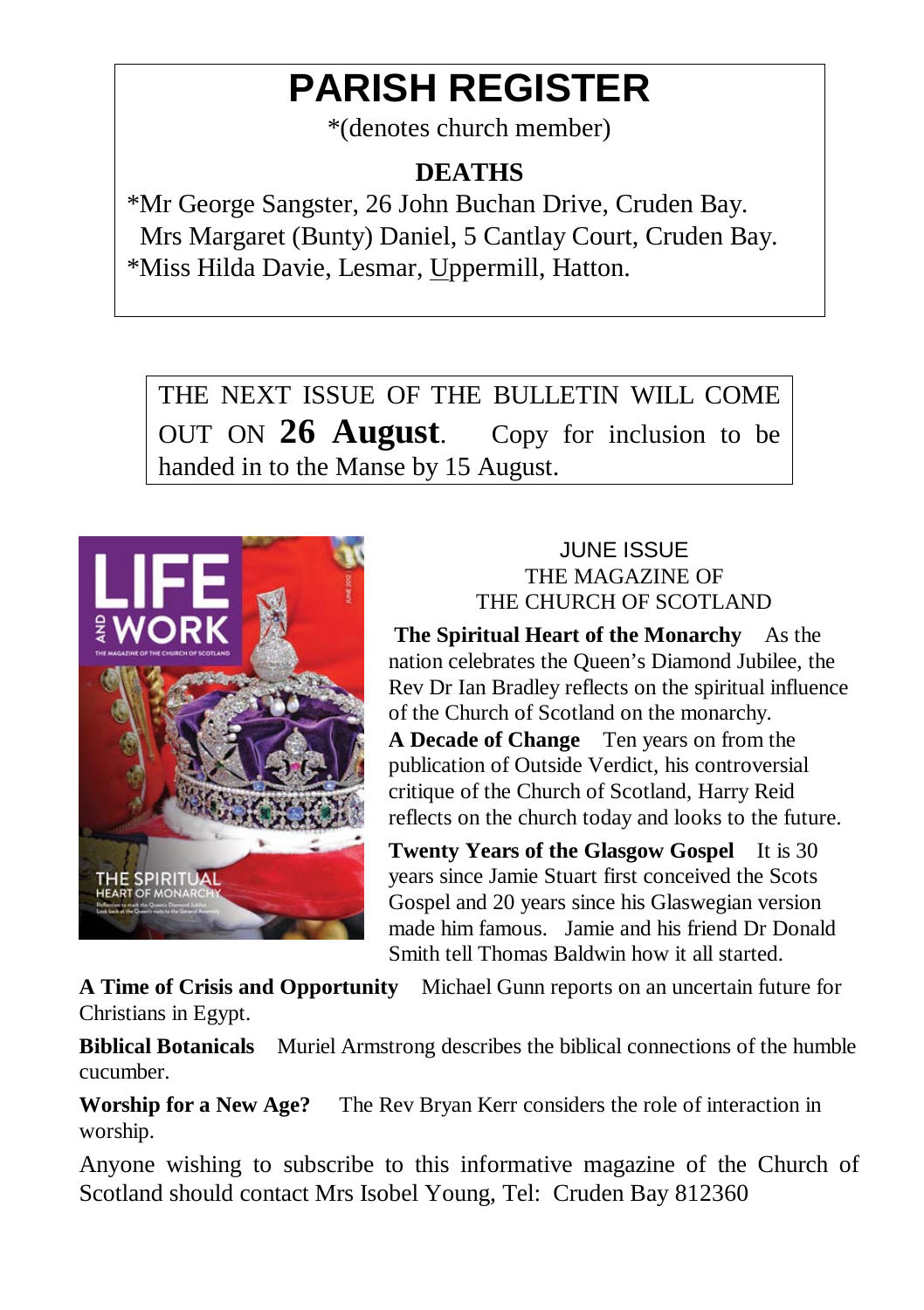# PARISH REGISTER

*(denotes church member)

## DEATHS

*Mr George Sangster, 26 John Buchan Drive, Cruden Bay.
Mrs Margaret (Bunty) Daniel, 5 Cantlay Court, Cruden Bay.
*Miss Hilda Davie, Lesmar, Uppermill, Hatton.

THE NEXT ISSUE OF THE BULLETIN WILL COME OUT ON **26 August**. Copy for inclusion to be handed in to the Manse by 15 August.

JUNE ISSUE
THE MAGAZINE OF
THE CHURCH OF SCOTLAND

**The Spiritual Heart of the Monarchy** As the nation celebrates the Queen's Diamond Jubilee, the Rev Dr Ian Bradley reflects on the spiritual influence of the Church of Scotland on the monarchy.

**A Decade of Change** Ten years on from the publication of Outside Verdict, his controversial critique of the Church of Scotland, Harry Reid reflects on the church today and looks to the future.

**Twenty Years of the Glasgow Gospel** It is 30 years since Jamie Stuart first conceived the Scots Gospel and 20 years since his Glaswegian version made him famous. Jamie and his friend Dr Donald Smith tell Thomas Baldwin how it all started.

**A Time of Crisis and Opportunity** Michael Gunn reports on an uncertain future for Christians in Egypt.

**Biblical Botanicals** Muriel Armstrong describes the biblical connections of the humble cucumber.

**Worship for a New Age?** The Rev Bryan Kerr considers the role of interaction in worship.

Anyone wishing to subscribe to this informative magazine of the Church of Scotland should contact Mrs Isobel Young, Tel: Cruden Bay 812360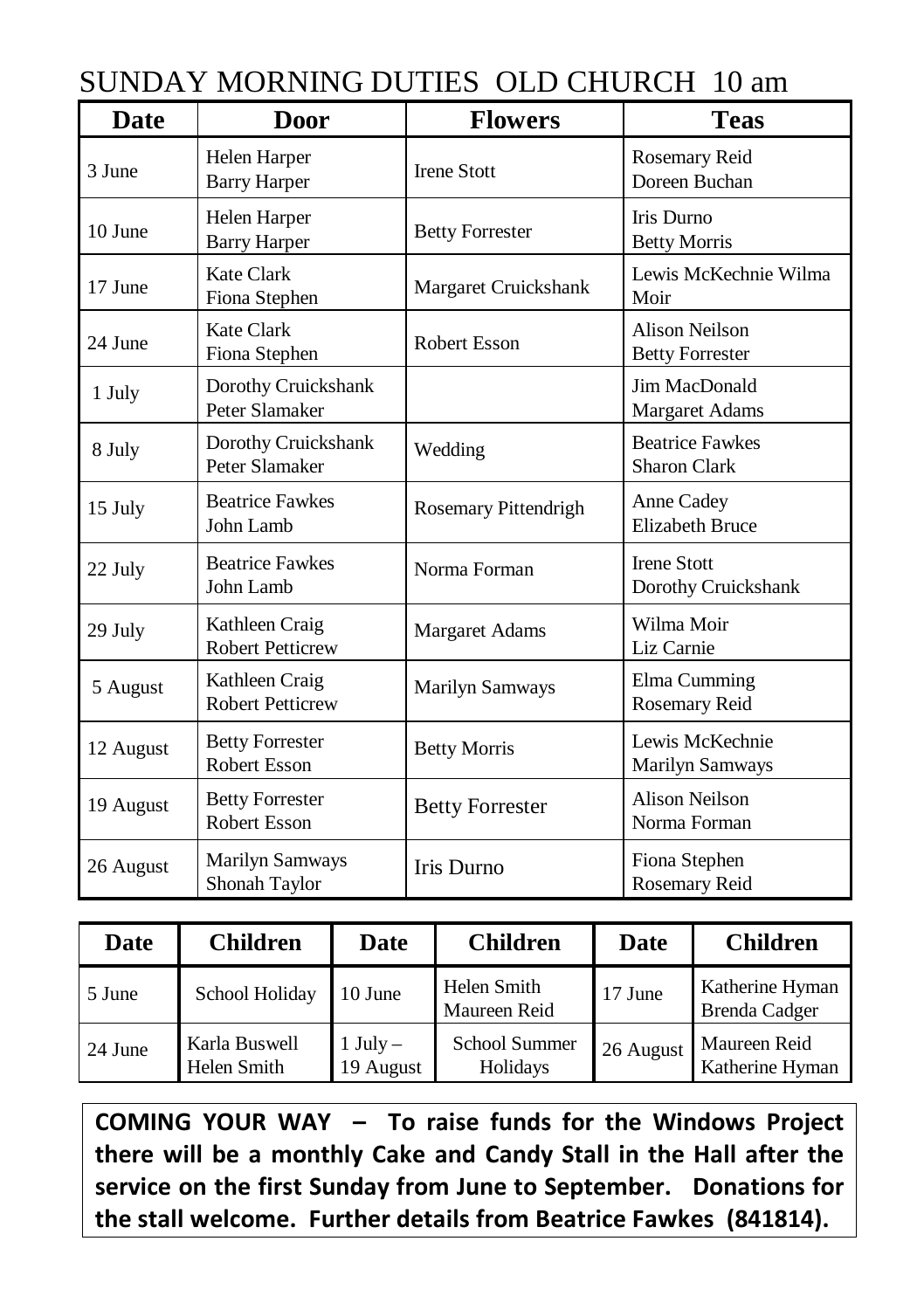# SUNDAY MORNING DUTIES OLD CHURCH 10 am

| Date | Door | Flowers | Teas |
|---|---|---|---|
| 3 June | Helen Harper Barry Harper | Irene Stott | Rosemary Reid Doreen Buchan |
| 10 June | Helen Harper Barry Harper | Betty Forrester | Iris Durno Betty Morris |
| 17 June | Kate Clark Fiona Stephen | Margaret Cruickshank | Lewis McKechnie Wilma Moir |
| 24 June | Kate Clark Fiona Stephen | Robert Esson | Alison Neilson Betty Forrester |
| 1 July | Dorothy Cruickshank Peter Slamaker | | Jim MacDonald Margaret Adams |
| 8 July | Dorothy Cruickshank Peter Slamaker | Wedding | Beatrice Fawkes Sharon Clark |
| 15 July | Beatrice Fawkes John Lamb | Rosemary Pittendrigh | Anne Cadey Elizabeth Bruce |
| 22 July | Beatrice Fawkes John Lamb | Norma Forman | Irene Stott Dorothy Cruickshank |
| 29 July | Kathleen Craig Robert Petticrew | Margaret Adams | Wilma Moir Liz Carnie |
| 5 August | Kathleen Craig Robert Petticrew | Marilyn Samways | Elma Cumming Rosemary Reid |
| 12 August | Betty Forrester Robert Esson | Betty Morris | Lewis McKechnie Marilyn Samways |
| 19 August | Betty Forrester Robert Esson | Betty Forrester | Alison Neilson Norma Forman |
| 26 August | Marilyn Samways Shonah Taylor | Iris Durno | Fiona Stephen Rosemary Reid |

| Date | Children | Date | Children | Date | Children |
|---|---|---|---|---|---|
| 5 June | School Holiday | 10 June | Helen Smith Maureen Reid | 17 June | Katherine Hyman Brenda Cadger |
| 24 June | Karla Buswell Helen Smith | 1 July – 19 August | School Summer Holidays | 26 August | Maureen Reid Katherine Hyman |

**COMING YOUR WAY – To raise funds for the Windows Project there will be a monthly Cake and Candy Stall in the Hall after the service on the first Sunday from June to September. Donations for the stall welcome. Further details from Beatrice Fawkes (841814).**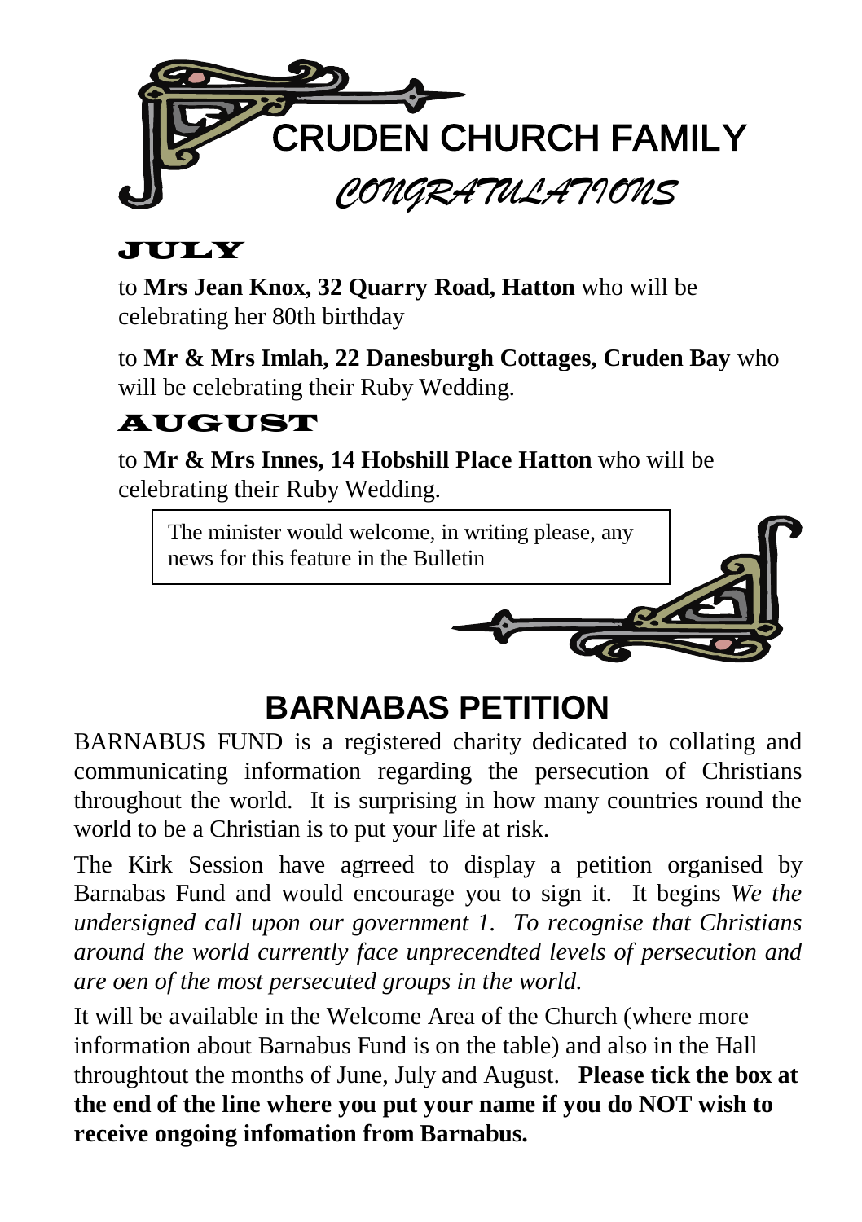# CRUDEN CHURCH FAMILY

## *CONGRATULATIONS*

### JULY

to **Mrs Jean Knox, 32 Quarry Road, Hatton** who will be celebrating her 80th birthday

to **Mr & Mrs Imlah, 22 Danesburgh Cottages, Cruden Bay** who will be celebrating their Ruby Wedding.

### AUGUST

to **Mr & Mrs Innes, 14 Hobshill Place Hatton** who will be celebrating their Ruby Wedding.

The minister would welcome, in writing please, any news for this feature in the Bulletin

## BARNABAS PETITION

BARNABUS FUND is a registered charity dedicated to collating and communicating information regarding the persecution of Christians throughout the world. It is surprising in how many countries round the world to be a Christian is to put your life at risk.

The Kirk Session have agrreed to display a petition organised by Barnabas Fund and would encourage you to sign it. It begins *We the undersigned call upon our government 1. To recognise that Christians around the world currently face unprecendted levels of persecution and are oen of the most persecuted groups in the world.*

It will be available in the Welcome Area of the Church (where more information about Barnabus Fund is on the table) and also in the Hall throughtout the months of June, July and August. **Please tick the box at the end of the line where you put your name if you do NOT wish to receive ongoing infomation from Barnabus.**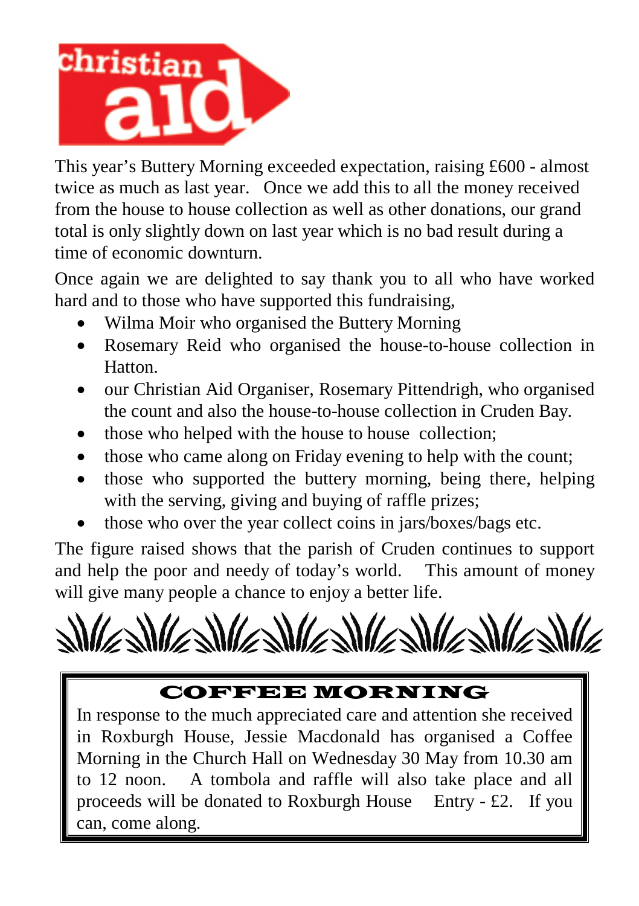# christian aid

This year's Buttery Morning exceeded expectation, raising £600 - almost twice as much as last year. Once we add this to all the money received from the house to house collection as well as other donations, our grand total is only slightly down on last year which is no bad result during a time of economic downturn.

Once again we are delighted to say thank you to all who have worked hard and to those who have supported this fundraising,

- Wilma Moir who organised the Buttery Morning
- Rosemary Reid who organised the house-to-house collection in Hatton.
- our Christian Aid Organiser, Rosemary Pittendrigh, who organised the count and also the house-to-house collection in Cruden Bay.
- those who helped with the house to house collection;
- those who came along on Friday evening to help with the count;
- those who supported the buttery morning, being there, helping with the serving, giving and buying of raffle prizes;
- those who over the year collect coins in jars/boxes/bags etc.

The figure raised shows that the parish of Cruden continues to support and help the poor and needy of today's world. This amount of money will give many people a chance to enjoy a better life.

## COFFEE MORNING

In response to the much appreciated care and attention she received in Roxburgh House, Jessie Macdonald has organised a Coffee Morning in the Church Hall on Wednesday 30 May from 10.30 am to 12 noon. A tombola and raffle will also take place and all proceeds will be donated to Roxburgh House Entry - £2. If you can, come along.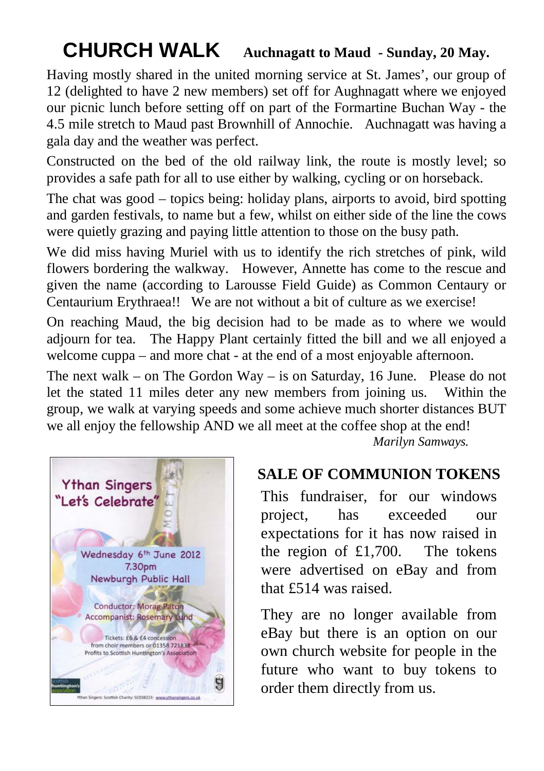# CHURCH WALK **Auchnagatt to Maud - Sunday, 20 May.**

Having mostly shared in the united morning service at St. James', our group of 12 (delighted to have 2 new members) set off for Aughnagatt where we enjoyed our picnic lunch before setting off on part of the Formartine Buchan Way - the 4.5 mile stretch to Maud past Brownhill of Annochie. Auchnagatt was having a gala day and the weather was perfect.

Constructed on the bed of the old railway link, the route is mostly level; so provides a safe path for all to use either by walking, cycling or on horseback.

The chat was good – topics being: holiday plans, airports to avoid, bird spotting and garden festivals, to name but a few, whilst on either side of the line the cows were quietly grazing and paying little attention to those on the busy path.

We did miss having Muriel with us to identify the rich stretches of pink, wild flowers bordering the walkway. However, Annette has come to the rescue and given the name (according to Larousse Field Guide) as Common Centaury or Centaurium Erythraea!! We are not without a bit of culture as we exercise!

On reaching Maud, the big decision had to be made as to where we would adjourn for tea. The Happy Plant certainly fitted the bill and we all enjoyed a welcome cuppa – and more chat - at the end of a most enjoyable afternoon.

The next walk – on The Gordon Way – is on Saturday, 16 June. Please do not let the stated 11 miles deter any new members from joining us. Within the group, we walk at varying speeds and some achieve much shorter distances BUT we all enjoy the fellowship AND we all meet at the coffee shop at the end!

*Marilyn Samways.*

Ythan Singers
"Let's Celebrate"

Wednesday 6th June 2012
7.30pm
Newburgh Public Hall

Conductor: Morag Paton
Accompanist: Rosemary Lund

Tickets: £6 & £4 concession
from choir members or 01358 721838
Profits to Scottish Huntington's Association

Ythan Singers: Scottish Charity: SC038223: www.ythansingers.co.uk

## SALE OF COMMUNION TOKENS

This fundraiser, for our windows project, has exceeded our expectations for it has now raised in the region of £1,700. The tokens were advertised on eBay and from that £514 was raised.

They are no longer available from eBay but there is an option on our own church website for people in the future who want to buy tokens to order them directly from us.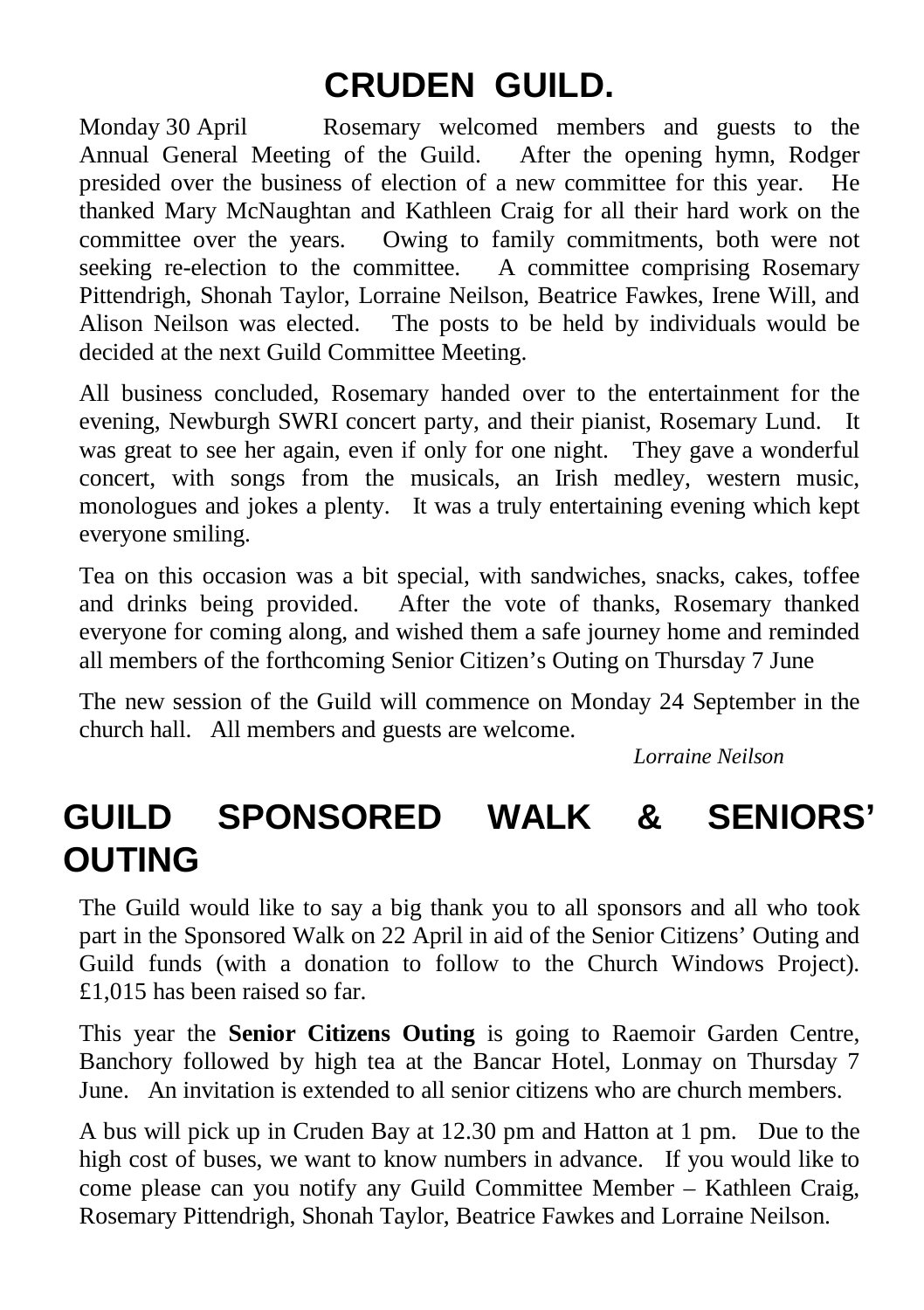# CRUDEN GUILD.

Monday 30 April    Rosemary welcomed members and guests to the Annual General Meeting of the Guild. After the opening hymn, Rodger presided over the business of election of a new committee for this year. He thanked Mary McNaughtan and Kathleen Craig for all their hard work on the committee over the years. Owing to family commitments, both were not seeking re-election to the committee. A committee comprising Rosemary Pittendrigh, Shonah Taylor, Lorraine Neilson, Beatrice Fawkes, Irene Will, and Alison Neilson was elected. The posts to be held by individuals would be decided at the next Guild Committee Meeting.

All business concluded, Rosemary handed over to the entertainment for the evening, Newburgh SWRI concert party, and their pianist, Rosemary Lund. It was great to see her again, even if only for one night. They gave a wonderful concert, with songs from the musicals, an Irish medley, western music, monologues and jokes a plenty. It was a truly entertaining evening which kept everyone smiling.

Tea on this occasion was a bit special, with sandwiches, snacks, cakes, toffee and drinks being provided. After the vote of thanks, Rosemary thanked everyone for coming along, and wished them a safe journey home and reminded all members of the forthcoming Senior Citizen's Outing on Thursday 7 June

The new session of the Guild will commence on Monday 24 September in the church hall. All members and guests are welcome.

*Lorraine Neilson*

# GUILD SPONSORED WALK & SENIORS' OUTING

The Guild would like to say a big thank you to all sponsors and all who took part in the Sponsored Walk on 22 April in aid of the Senior Citizens' Outing and Guild funds (with a donation to follow to the Church Windows Project). £1,015 has been raised so far.

This year the **Senior Citizens Outing** is going to Raemoir Garden Centre, Banchory followed by high tea at the Bancar Hotel, Lonmay on Thursday 7 June. An invitation is extended to all senior citizens who are church members.

A bus will pick up in Cruden Bay at 12.30 pm and Hatton at 1 pm. Due to the high cost of buses, we want to know numbers in advance. If you would like to come please can you notify any Guild Committee Member – Kathleen Craig, Rosemary Pittendrigh, Shonah Taylor, Beatrice Fawkes and Lorraine Neilson.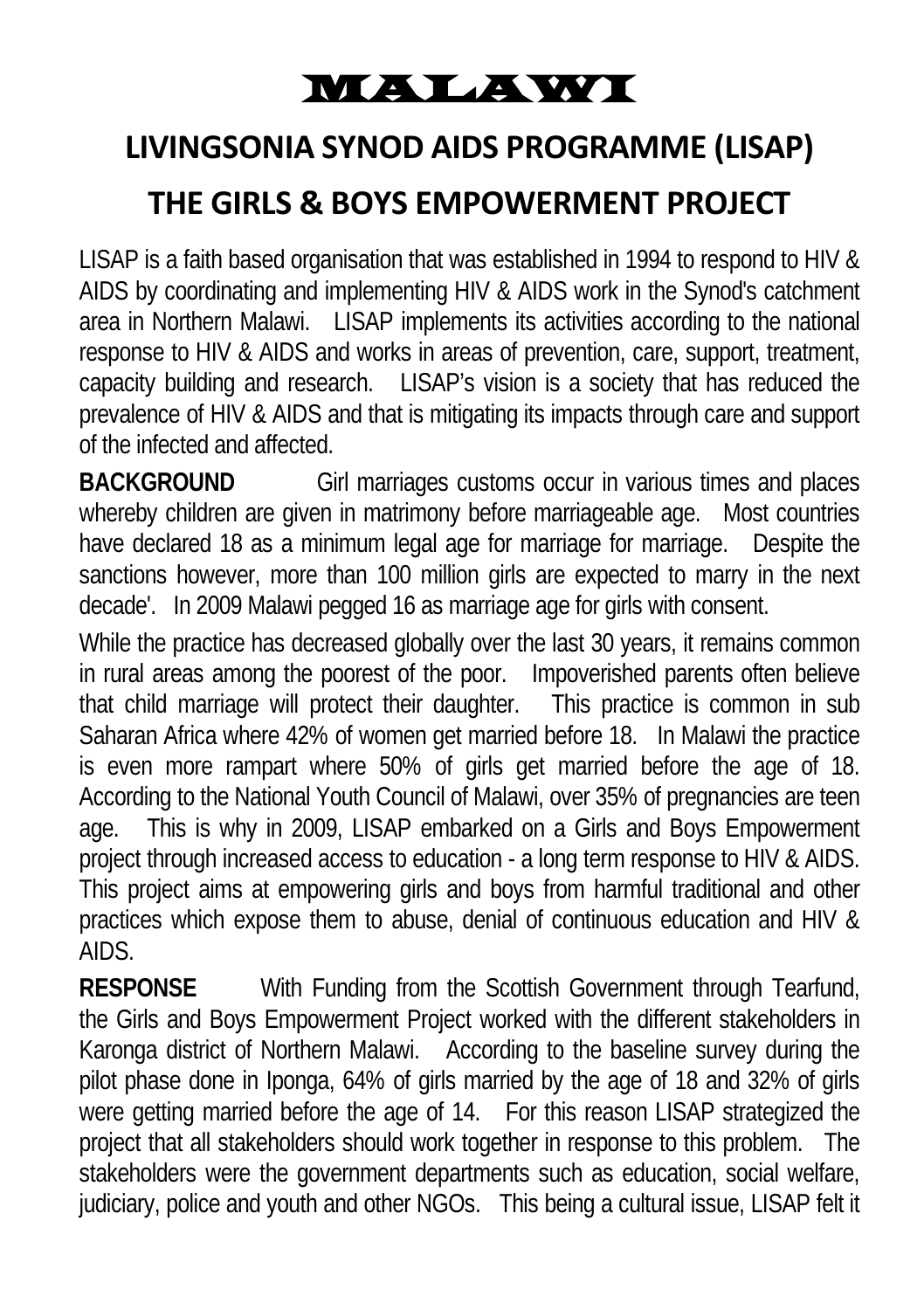# MALAWI

## LIVINGSONIA SYNOD AIDS PROGRAMME (LISAP)

## THE GIRLS & BOYS EMPOWERMENT PROJECT

LISAP is a faith based organisation that was established in 1994 to respond to HIV & AIDS by coordinating and implementing HIV & AIDS work in the Synod's catchment area in Northern Malawi. LISAP implements its activities according to the national response to HIV & AIDS and works in areas of prevention, care, support, treatment, capacity building and research. LISAP's vision is a society that has reduced the prevalence of HIV & AIDS and that is mitigating its impacts through care and support of the infected and affected.

**BACKGROUND** Girl marriages customs occur in various times and places whereby children are given in matrimony before marriageable age. Most countries have declared 18 as a minimum legal age for marriage for marriage. Despite the sanctions however, more than 100 million girls are expected to marry in the next decade'. In 2009 Malawi pegged 16 as marriage age for girls with consent.

While the practice has decreased globally over the last 30 years, it remains common in rural areas among the poorest of the poor. Impoverished parents often believe that child marriage will protect their daughter. This practice is common in sub Saharan Africa where 42% of women get married before 18. In Malawi the practice is even more rampart where 50% of girls get married before the age of 18. According to the National Youth Council of Malawi, over 35% of pregnancies are teen age. This is why in 2009, LISAP embarked on a Girls and Boys Empowerment project through increased access to education - a long term response to HIV & AIDS. This project aims at empowering girls and boys from harmful traditional and other practices which expose them to abuse, denial of continuous education and HIV & AIDS.

**RESPONSE** With Funding from the Scottish Government through Tearfund, the Girls and Boys Empowerment Project worked with the different stakeholders in Karonga district of Northern Malawi. According to the baseline survey during the pilot phase done in Iponga, 64% of girls married by the age of 18 and 32% of girls were getting married before the age of 14. For this reason LISAP strategized the project that all stakeholders should work together in response to this problem. The stakeholders were the government departments such as education, social welfare, judiciary, police and youth and other NGOs. This being a cultural issue, LISAP felt it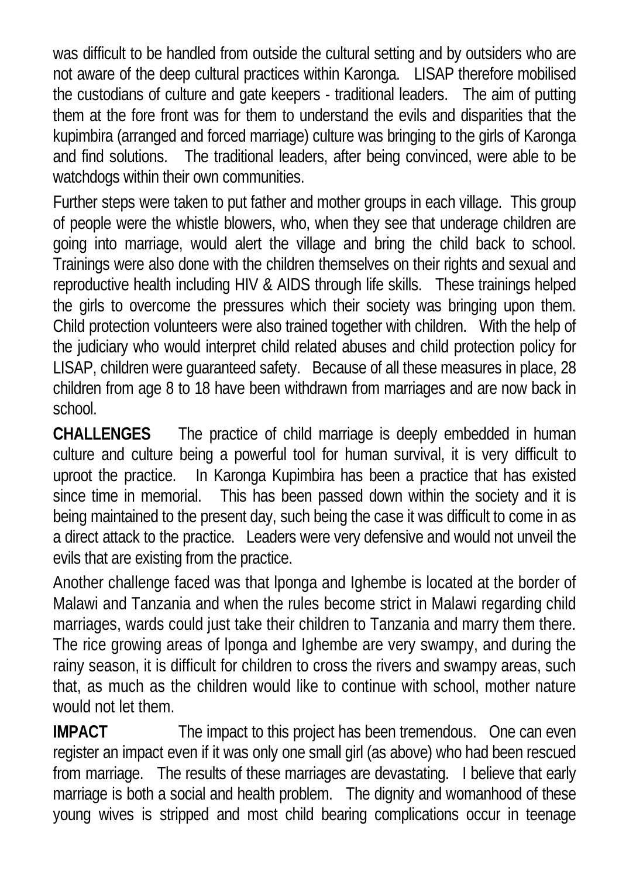was difficult to be handled from outside the cultural setting and by outsiders who are not aware of the deep cultural practices within Karonga. LISAP therefore mobilised the custodians of culture and gate keepers - traditional leaders. The aim of putting them at the fore front was for them to understand the evils and disparities that the kupimbira (arranged and forced marriage) culture was bringing to the girls of Karonga and find solutions. The traditional leaders, after being convinced, were able to be watchdogs within their own communities.

Further steps were taken to put father and mother groups in each village. This group of people were the whistle blowers, who, when they see that underage children are going into marriage, would alert the village and bring the child back to school. Trainings were also done with the children themselves on their rights and sexual and reproductive health including HIV & AIDS through life skills. These trainings helped the girls to overcome the pressures which their society was bringing upon them. Child protection volunteers were also trained together with children. With the help of the judiciary who would interpret child related abuses and child protection policy for LISAP, children were guaranteed safety. Because of all these measures in place, 28 children from age 8 to 18 have been withdrawn from marriages and are now back in school.

**CHALLENGES** The practice of child marriage is deeply embedded in human culture and culture being a powerful tool for human survival, it is very difficult to uproot the practice. In Karonga Kupimbira has been a practice that has existed since time in memorial. This has been passed down within the society and it is being maintained to the present day, such being the case it was difficult to come in as a direct attack to the practice. Leaders were very defensive and would not unveil the evils that are existing from the practice.

Another challenge faced was that Iponga and Ighembe is located at the border of Malawi and Tanzania and when the rules become strict in Malawi regarding child marriages, wards could just take their children to Tanzania and marry them there. The rice growing areas of Iponga and Ighembe are very swampy, and during the rainy season, it is difficult for children to cross the rivers and swampy areas, such that, as much as the children would like to continue with school, mother nature would not let them.

**IMPACT** The impact to this project has been tremendous. One can even register an impact even if it was only one small girl (as above) who had been rescued from marriage. The results of these marriages are devastating. I believe that early marriage is both a social and health problem. The dignity and womanhood of these young wives is stripped and most child bearing complications occur in teenage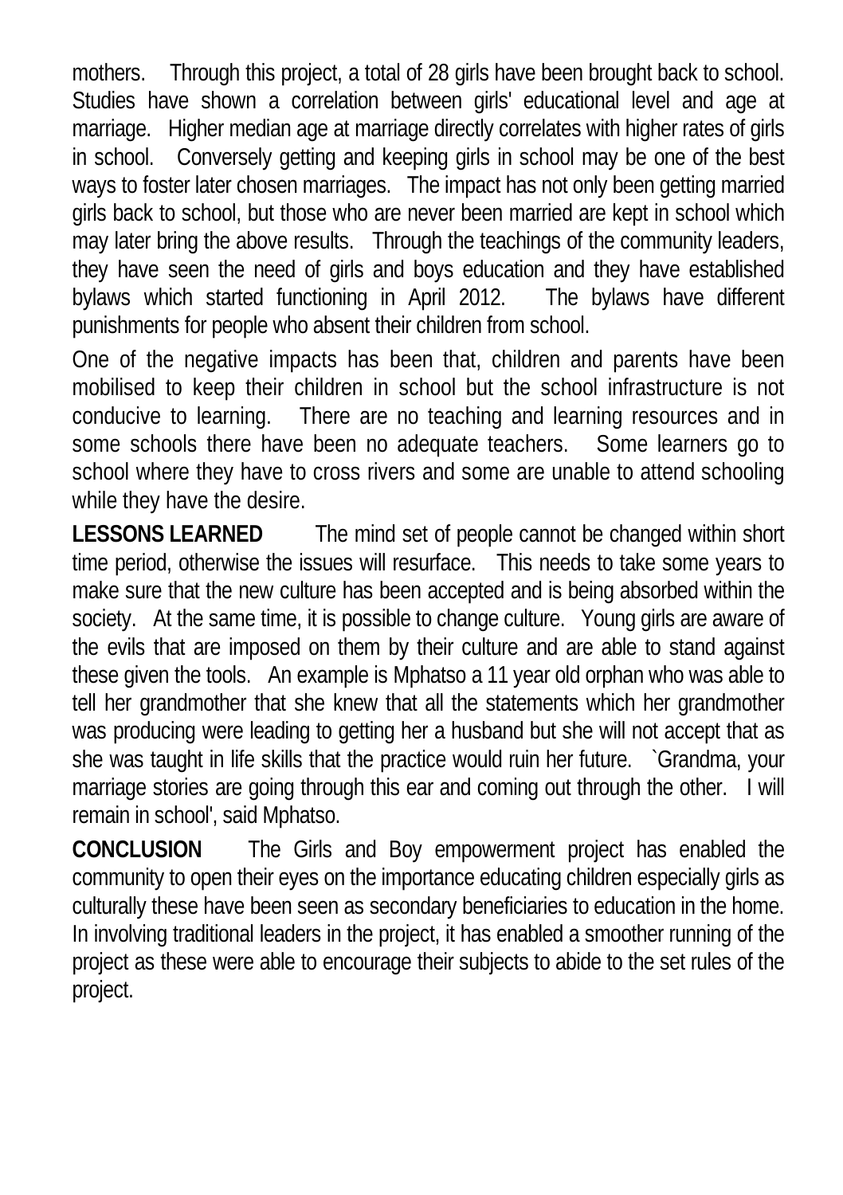mothers. Through this project, a total of 28 girls have been brought back to school. Studies have shown a correlation between girls' educational level and age at marriage. Higher median age at marriage directly correlates with higher rates of girls in school. Conversely getting and keeping girls in school may be one of the best ways to foster later chosen marriages. The impact has not only been getting married girls back to school, but those who are never been married are kept in school which may later bring the above results. Through the teachings of the community leaders, they have seen the need of girls and boys education and they have established bylaws which started functioning in April 2012. The bylaws have different punishments for people who absent their children from school.

One of the negative impacts has been that, children and parents have been mobilised to keep their children in school but the school infrastructure is not conducive to learning. There are no teaching and learning resources and in some schools there have been no adequate teachers. Some learners go to school where they have to cross rivers and some are unable to attend schooling while they have the desire.

**LESSONS LEARNED** The mind set of people cannot be changed within short time period, otherwise the issues will resurface. This needs to take some years to make sure that the new culture has been accepted and is being absorbed within the society. At the same time, it is possible to change culture. Young girls are aware of the evils that are imposed on them by their culture and are able to stand against these given the tools. An example is Mphatso a 11 year old orphan who was able to tell her grandmother that she knew that all the statements which her grandmother was producing were leading to getting her a husband but she will not accept that as she was taught in life skills that the practice would ruin her future. `Grandma, your marriage stories are going through this ear and coming out through the other. I will remain in school', said Mphatso.

**CONCLUSION** The Girls and Boy empowerment project has enabled the community to open their eyes on the importance educating children especially girls as culturally these have been seen as secondary beneficiaries to education in the home. In involving traditional leaders in the project, it has enabled a smoother running of the project as these were able to encourage their subjects to abide to the set rules of the project.